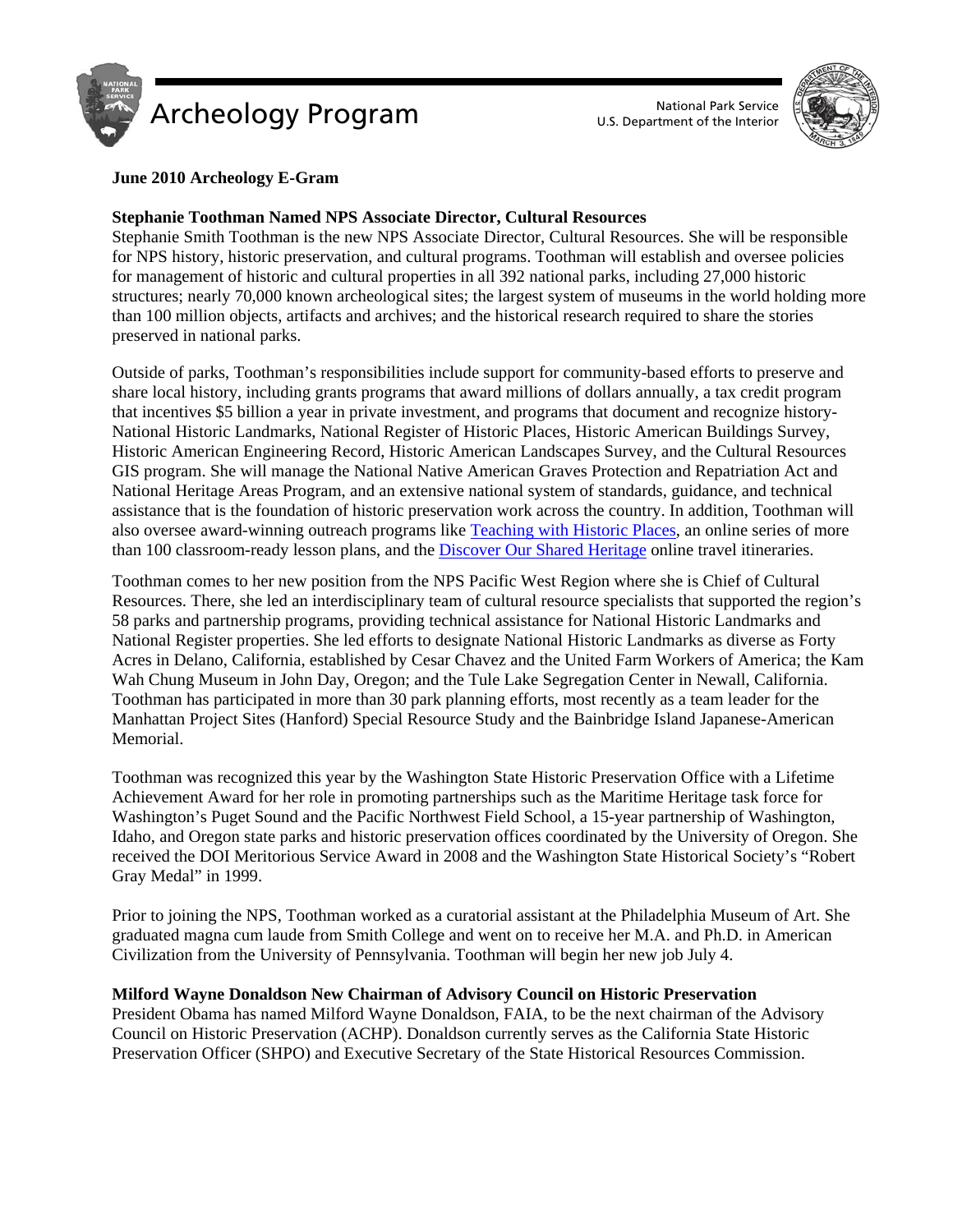# Archeology Program

National Park Service
U.S. Department of the Interior

**June 2010 Archeology E-Gram**

**Stephanie Toothman Named NPS Associate Director, Cultural Resources**

Stephanie Smith Toothman is the new NPS Associate Director, Cultural Resources. She will be responsible for NPS history, historic preservation, and cultural programs. Toothman will establish and oversee policies for management of historic and cultural properties in all 392 national parks, including 27,000 historic structures; nearly 70,000 known archeological sites; the largest system of museums in the world holding more than 100 million objects, artifacts and archives; and the historical research required to share the stories preserved in national parks.

Outside of parks, Toothman's responsibilities include support for community-based efforts to preserve and share local history, including grants programs that award millions of dollars annually, a tax credit program that incentives $5 billion a year in private investment, and programs that document and recognize history- National Historic Landmarks, National Register of Historic Places, Historic American Buildings Survey, Historic American Engineering Record, Historic American Landscapes Survey, and the Cultural Resources GIS program. She will manage the National Native American Graves Protection and Repatriation Act and National Heritage Areas Program, and an extensive national system of standards, guidance, and technical assistance that is the foundation of historic preservation work across the country. In addition, Toothman will also oversee award-winning outreach programs like Teaching with Historic Places, an online series of more than 100 classroom-ready lesson plans, and the Discover Our Shared Heritage online travel itineraries.

Toothman comes to her new position from the NPS Pacific West Region where she is Chief of Cultural Resources. There, she led an interdisciplinary team of cultural resource specialists that supported the region's 58 parks and partnership programs, providing technical assistance for National Historic Landmarks and National Register properties. She led efforts to designate National Historic Landmarks as diverse as Forty Acres in Delano, California, established by Cesar Chavez and the United Farm Workers of America; the Kam Wah Chung Museum in John Day, Oregon; and the Tule Lake Segregation Center in Newall, California. Toothman has participated in more than 30 park planning efforts, most recently as a team leader for the Manhattan Project Sites (Hanford) Special Resource Study and the Bainbridge Island Japanese-American Memorial.

Toothman was recognized this year by the Washington State Historic Preservation Office with a Lifetime Achievement Award for her role in promoting partnerships such as the Maritime Heritage task force for Washington's Puget Sound and the Pacific Northwest Field School, a 15-year partnership of Washington, Idaho, and Oregon state parks and historic preservation offices coordinated by the University of Oregon. She received the DOI Meritorious Service Award in 2008 and the Washington State Historical Society's "Robert Gray Medal" in 1999.

Prior to joining the NPS, Toothman worked as a curatorial assistant at the Philadelphia Museum of Art. She graduated magna cum laude from Smith College and went on to receive her M.A. and Ph.D. in American Civilization from the University of Pennsylvania. Toothman will begin her new job July 4.

**Milford Wayne Donaldson New Chairman of Advisory Council on Historic Preservation**

President Obama has named Milford Wayne Donaldson, FAIA, to be the next chairman of the Advisory Council on Historic Preservation (ACHP). Donaldson currently serves as the California State Historic Preservation Officer (SHPO) and Executive Secretary of the State Historical Resources Commission.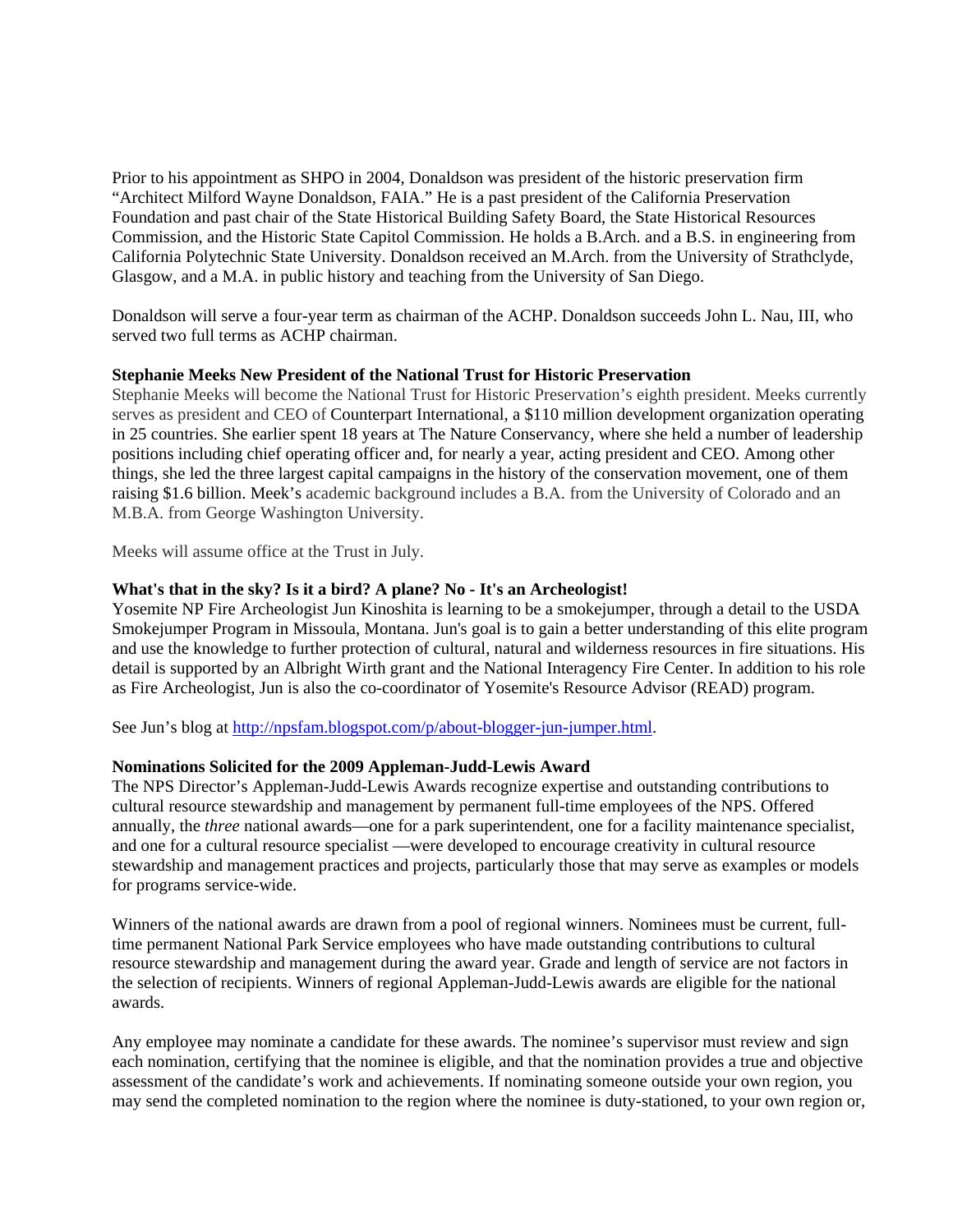Prior to his appointment as SHPO in 2004, Donaldson was president of the historic preservation firm "Architect Milford Wayne Donaldson, FAIA." He is a past president of the California Preservation Foundation and past chair of the State Historical Building Safety Board, the State Historical Resources Commission, and the Historic State Capitol Commission. He holds a B.Arch. and a B.S. in engineering from California Polytechnic State University. Donaldson received an M.Arch. from the University of Strathclyde, Glasgow, and a M.A. in public history and teaching from the University of San Diego.

Donaldson will serve a four-year term as chairman of the ACHP. Donaldson succeeds John L. Nau, III, who served two full terms as ACHP chairman.

**Stephanie Meeks New President of the National Trust for Historic Preservation**

Stephanie Meeks will become the National Trust for Historic Preservation's eighth president. Meeks currently serves as president and CEO of Counterpart International, a $110 million development organization operating in 25 countries. She earlier spent 18 years at The Nature Conservancy, where she held a number of leadership positions including chief operating officer and, for nearly a year, acting president and CEO. Among other things, she led the three largest capital campaigns in the history of the conservation movement, one of them raising $1.6 billion. Meek's academic background includes a B.A. from the University of Colorado and an M.B.A. from George Washington University.

Meeks will assume office at the Trust in July.

**What's that in the sky? Is it a bird? A plane? No - It's an Archeologist!**

Yosemite NP Fire Archeologist Jun Kinoshita is learning to be a smokejumper, through a detail to the USDA Smokejumper Program in Missoula, Montana. Jun's goal is to gain a better understanding of this elite program and use the knowledge to further protection of cultural, natural and wilderness resources in fire situations. His detail is supported by an Albright Wirth grant and the National Interagency Fire Center. In addition to his role as Fire Archeologist, Jun is also the co-coordinator of Yosemite's Resource Advisor (READ) program.

See Jun's blog at http://npsfam.blogspot.com/p/about-blogger-jun-jumper.html.

**Nominations Solicited for the 2009 Appleman-Judd-Lewis Award**

The NPS Director's Appleman-Judd-Lewis Awards recognize expertise and outstanding contributions to cultural resource stewardship and management by permanent full-time employees of the NPS. Offered annually, the *three* national awards—one for a park superintendent, one for a facility maintenance specialist, and one for a cultural resource specialist —were developed to encourage creativity in cultural resource stewardship and management practices and projects, particularly those that may serve as examples or models for programs service-wide.

Winners of the national awards are drawn from a pool of regional winners. Nominees must be current, full-time permanent National Park Service employees who have made outstanding contributions to cultural resource stewardship and management during the award year. Grade and length of service are not factors in the selection of recipients. Winners of regional Appleman-Judd-Lewis awards are eligible for the national awards.

Any employee may nominate a candidate for these awards. The nominee's supervisor must review and sign each nomination, certifying that the nominee is eligible, and that the nomination provides a true and objective assessment of the candidate's work and achievements. If nominating someone outside your own region, you may send the completed nomination to the region where the nominee is duty-stationed, to your own region or,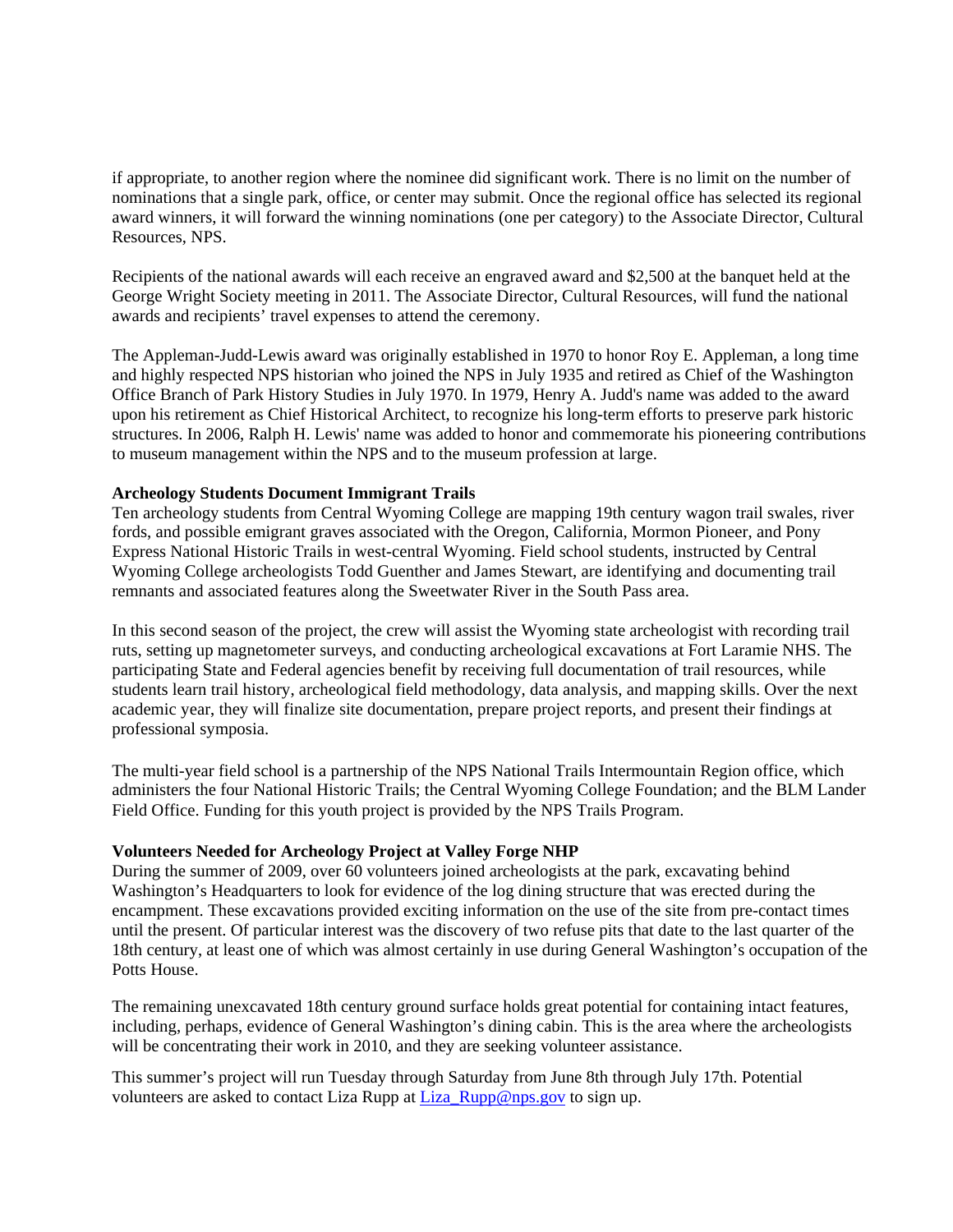if appropriate, to another region where the nominee did significant work. There is no limit on the number of nominations that a single park, office, or center may submit. Once the regional office has selected its regional award winners, it will forward the winning nominations (one per category) to the Associate Director, Cultural Resources, NPS.

Recipients of the national awards will each receive an engraved award and $2,500 at the banquet held at the George Wright Society meeting in 2011. The Associate Director, Cultural Resources, will fund the national awards and recipients' travel expenses to attend the ceremony.

The Appleman-Judd-Lewis award was originally established in 1970 to honor Roy E. Appleman, a long time and highly respected NPS historian who joined the NPS in July 1935 and retired as Chief of the Washington Office Branch of Park History Studies in July 1970. In 1979, Henry A. Judd's name was added to the award upon his retirement as Chief Historical Architect, to recognize his long-term efforts to preserve park historic structures. In 2006, Ralph H. Lewis' name was added to honor and commemorate his pioneering contributions to museum management within the NPS and to the museum profession at large.

**Archeology Students Document Immigrant Trails**

Ten archeology students from Central Wyoming College are mapping 19th century wagon trail swales, river fords, and possible emigrant graves associated with the Oregon, California, Mormon Pioneer, and Pony Express National Historic Trails in west-central Wyoming. Field school students, instructed by Central Wyoming College archeologists Todd Guenther and James Stewart, are identifying and documenting trail remnants and associated features along the Sweetwater River in the South Pass area.

In this second season of the project, the crew will assist the Wyoming state archeologist with recording trail ruts, setting up magnetometer surveys, and conducting archeological excavations at Fort Laramie NHS. The participating State and Federal agencies benefit by receiving full documentation of trail resources, while students learn trail history, archeological field methodology, data analysis, and mapping skills. Over the next academic year, they will finalize site documentation, prepare project reports, and present their findings at professional symposia.

The multi-year field school is a partnership of the NPS National Trails Intermountain Region office, which administers the four National Historic Trails; the Central Wyoming College Foundation; and the BLM Lander Field Office. Funding for this youth project is provided by the NPS Trails Program.

**Volunteers Needed for Archeology Project at Valley Forge NHP**

During the summer of 2009, over 60 volunteers joined archeologists at the park, excavating behind Washington's Headquarters to look for evidence of the log dining structure that was erected during the encampment. These excavations provided exciting information on the use of the site from pre-contact times until the present. Of particular interest was the discovery of two refuse pits that date to the last quarter of the 18th century, at least one of which was almost certainly in use during General Washington's occupation of the Potts House.

The remaining unexcavated 18th century ground surface holds great potential for containing intact features, including, perhaps, evidence of General Washington's dining cabin. This is the area where the archeologists will be concentrating their work in 2010, and they are seeking volunteer assistance.

This summer's project will run Tuesday through Saturday from June 8th through July 17th. Potential volunteers are asked to contact Liza Rupp at Liza_Rupp@nps.gov to sign up.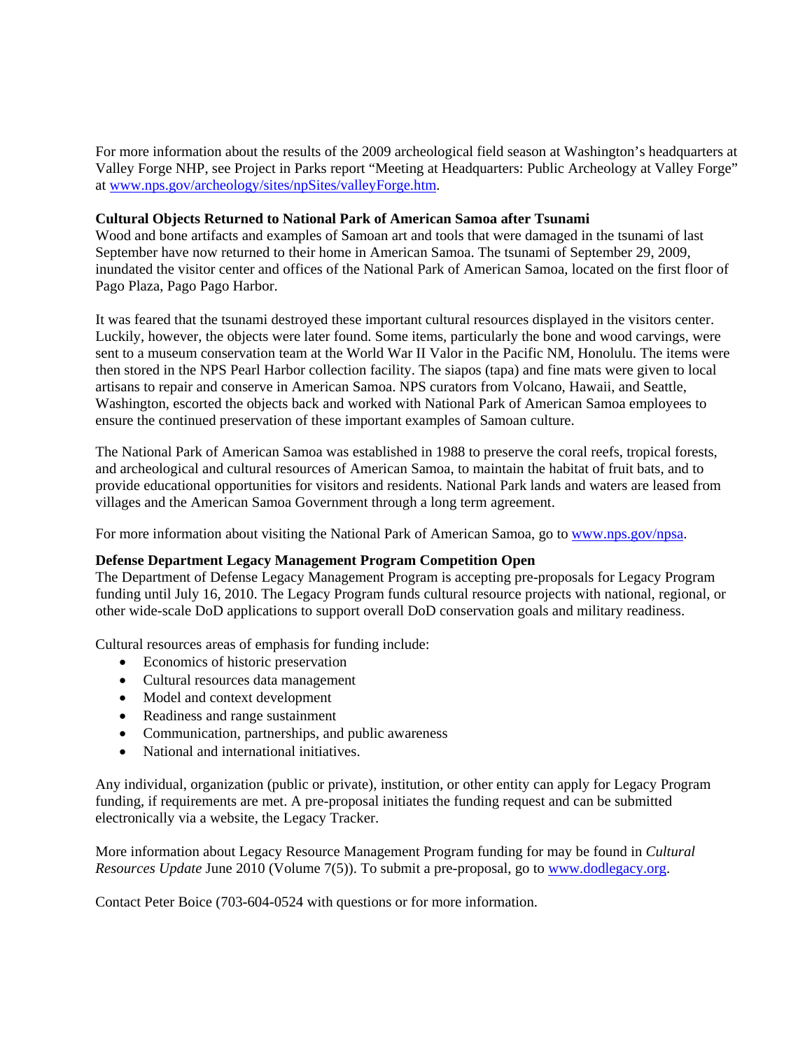For more information about the results of the 2009 archeological field season at Washington's headquarters at Valley Forge NHP, see Project in Parks report "Meeting at Headquarters: Public Archeology at Valley Forge" at www.nps.gov/archeology/sites/npSites/valleyForge.htm.

**Cultural Objects Returned to National Park of American Samoa after Tsunami**

Wood and bone artifacts and examples of Samoan art and tools that were damaged in the tsunami of last September have now returned to their home in American Samoa. The tsunami of September 29, 2009, inundated the visitor center and offices of the National Park of American Samoa, located on the first floor of Pago Plaza, Pago Pago Harbor.

It was feared that the tsunami destroyed these important cultural resources displayed in the visitors center. Luckily, however, the objects were later found. Some items, particularly the bone and wood carvings, were sent to a museum conservation team at the World War II Valor in the Pacific NM, Honolulu. The items were then stored in the NPS Pearl Harbor collection facility. The siapos (tapa) and fine mats were given to local artisans to repair and conserve in American Samoa. NPS curators from Volcano, Hawaii, and Seattle, Washington, escorted the objects back and worked with National Park of American Samoa employees to ensure the continued preservation of these important examples of Samoan culture.

The National Park of American Samoa was established in 1988 to preserve the coral reefs, tropical forests, and archeological and cultural resources of American Samoa, to maintain the habitat of fruit bats, and to provide educational opportunities for visitors and residents. National Park lands and waters are leased from villages and the American Samoa Government through a long term agreement.

For more information about visiting the National Park of American Samoa, go to www.nps.gov/npsa.

**Defense Department Legacy Management Program Competition Open**

The Department of Defense Legacy Management Program is accepting pre-proposals for Legacy Program funding until July 16, 2010. The Legacy Program funds cultural resource projects with national, regional, or other wide-scale DoD applications to support overall DoD conservation goals and military readiness.

Cultural resources areas of emphasis for funding include:

- Economics of historic preservation
- Cultural resources data management
- Model and context development
- Readiness and range sustainment
- Communication, partnerships, and public awareness
- National and international initiatives.

Any individual, organization (public or private), institution, or other entity can apply for Legacy Program funding, if requirements are met. A pre-proposal initiates the funding request and can be submitted electronically via a website, the Legacy Tracker.

More information about Legacy Resource Management Program funding for may be found in *Cultural Resources Update* June 2010 (Volume 7(5)). To submit a pre-proposal, go to www.dodlegacy.org.

Contact Peter Boice (703-604-0524 with questions or for more information.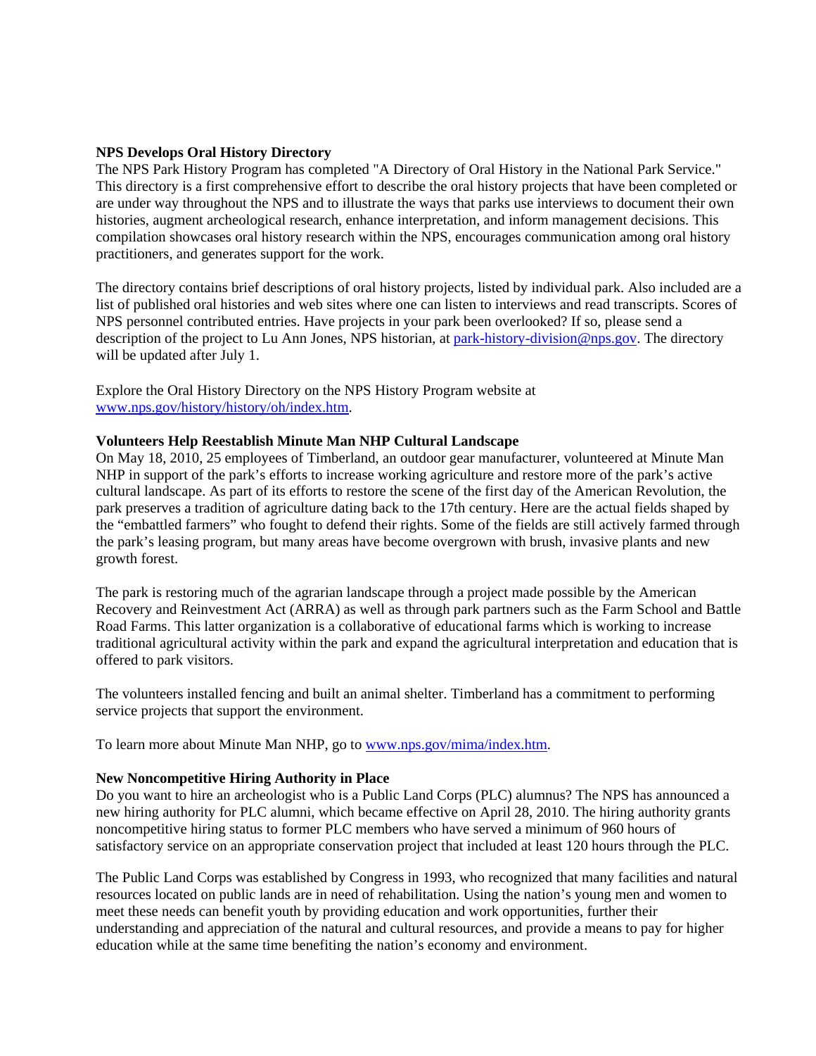**NPS Develops Oral History Directory**

The NPS Park History Program has completed "A Directory of Oral History in the National Park Service." This directory is a first comprehensive effort to describe the oral history projects that have been completed or are under way throughout the NPS and to illustrate the ways that parks use interviews to document their own histories, augment archeological research, enhance interpretation, and inform management decisions. This compilation showcases oral history research within the NPS, encourages communication among oral history practitioners, and generates support for the work.

The directory contains brief descriptions of oral history projects, listed by individual park. Also included are a list of published oral histories and web sites where one can listen to interviews and read transcripts. Scores of NPS personnel contributed entries. Have projects in your park been overlooked? If so, please send a description of the project to Lu Ann Jones, NPS historian, at [park-history-division@nps.gov](mailto:park-history-division@nps.gov). The directory will be updated after July 1.

Explore the Oral History Directory on the NPS History Program website at [www.nps.gov/history/history/oh/index.htm](http://www.nps.gov/history/history/oh/index.htm).

**Volunteers Help Reestablish Minute Man NHP Cultural Landscape**

On May 18, 2010, 25 employees of Timberland, an outdoor gear manufacturer, volunteered at Minute Man NHP in support of the park's efforts to increase working agriculture and restore more of the park's active cultural landscape. As part of its efforts to restore the scene of the first day of the American Revolution, the park preserves a tradition of agriculture dating back to the 17th century. Here are the actual fields shaped by the "embattled farmers" who fought to defend their rights. Some of the fields are still actively farmed through the park's leasing program, but many areas have become overgrown with brush, invasive plants and new growth forest.

The park is restoring much of the agrarian landscape through a project made possible by the American Recovery and Reinvestment Act (ARRA) as well as through park partners such as the Farm School and Battle Road Farms. This latter organization is a collaborative of educational farms which is working to increase traditional agricultural activity within the park and expand the agricultural interpretation and education that is offered to park visitors.

The volunteers installed fencing and built an animal shelter. Timberland has a commitment to performing service projects that support the environment.

To learn more about Minute Man NHP, go to [www.nps.gov/mima/index.htm](http://www.nps.gov/mima/index.htm).

**New Noncompetitive Hiring Authority in Place**

Do you want to hire an archeologist who is a Public Land Corps (PLC) alumnus? The NPS has announced a new hiring authority for PLC alumni, which became effective on April 28, 2010. The hiring authority grants noncompetitive hiring status to former PLC members who have served a minimum of 960 hours of satisfactory service on an appropriate conservation project that included at least 120 hours through the PLC.

The Public Land Corps was established by Congress in 1993, who recognized that many facilities and natural resources located on public lands are in need of rehabilitation. Using the nation's young men and women to meet these needs can benefit youth by providing education and work opportunities, further their understanding and appreciation of the natural and cultural resources, and provide a means to pay for higher education while at the same time benefiting the nation's economy and environment.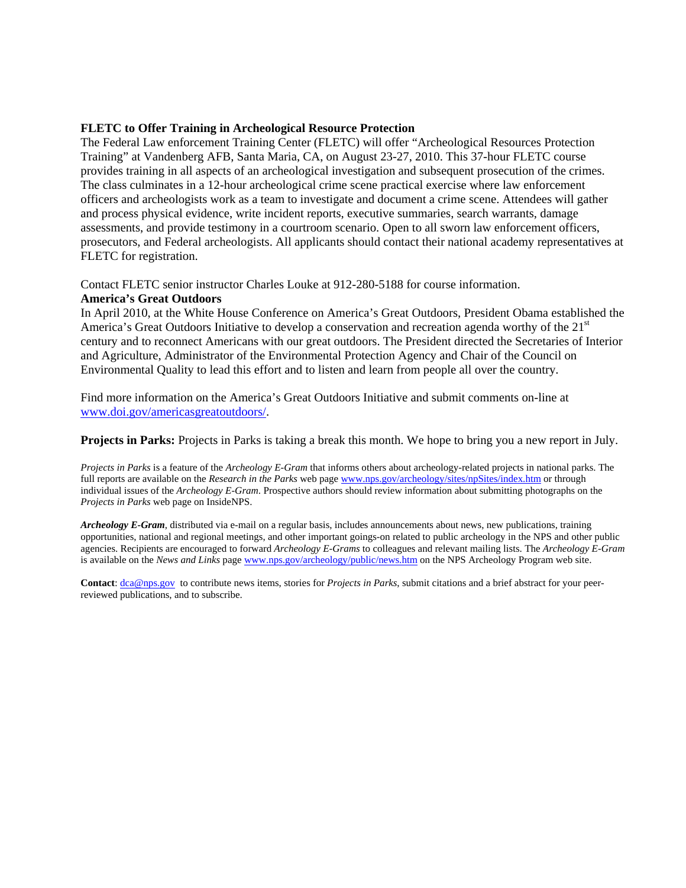**FLETC to Offer Training in Archeological Resource Protection**

The Federal Law enforcement Training Center (FLETC) will offer "Archeological Resources Protection Training" at Vandenberg AFB, Santa Maria, CA, on August 23-27, 2010. This 37-hour FLETC course provides training in all aspects of an archeological investigation and subsequent prosecution of the crimes. The class culminates in a 12-hour archeological crime scene practical exercise where law enforcement officers and archeologists work as a team to investigate and document a crime scene. Attendees will gather and process physical evidence, write incident reports, executive summaries, search warrants, damage assessments, and provide testimony in a courtroom scenario. Open to all sworn law enforcement officers, prosecutors, and Federal archeologists. All applicants should contact their national academy representatives at FLETC for registration.

Contact FLETC senior instructor Charles Louke at 912-280-5188 for course information.

**America's Great Outdoors**

In April 2010, at the White House Conference on America's Great Outdoors, President Obama established the America's Great Outdoors Initiative to develop a conservation and recreation agenda worthy of the 21st century and to reconnect Americans with our great outdoors. The President directed the Secretaries of Interior and Agriculture, Administrator of the Environmental Protection Agency and Chair of the Council on Environmental Quality to lead this effort and to listen and learn from people all over the country.

Find more information on the America's Great Outdoors Initiative and submit comments on-line at www.doi.gov/americasgreatoutdoors/.

**Projects in Parks:** Projects in Parks is taking a break this month. We hope to bring you a new report in July.

*Projects in Parks* is a feature of the *Archeology E-Gram* that informs others about archeology-related projects in national parks. The full reports are available on the *Research in the Parks* web page www.nps.gov/archeology/sites/npSites/index.htm or through individual issues of the *Archeology E-Gram*. Prospective authors should review information about submitting photographs on the *Projects in Parks* web page on InsideNPS.

***Archeology E-Gram***, distributed via e-mail on a regular basis, includes announcements about news, new publications, training opportunities, national and regional meetings, and other important goings-on related to public archeology in the NPS and other public agencies. Recipients are encouraged to forward *Archeology E-Grams* to colleagues and relevant mailing lists. The *Archeology E-Gram* is available on the *News and Links* page www.nps.gov/archeology/public/news.htm on the NPS Archeology Program web site.

**Contact**: dca@nps.gov to contribute news items, stories for *Projects in Parks*, submit citations and a brief abstract for your peer-reviewed publications, and to subscribe.